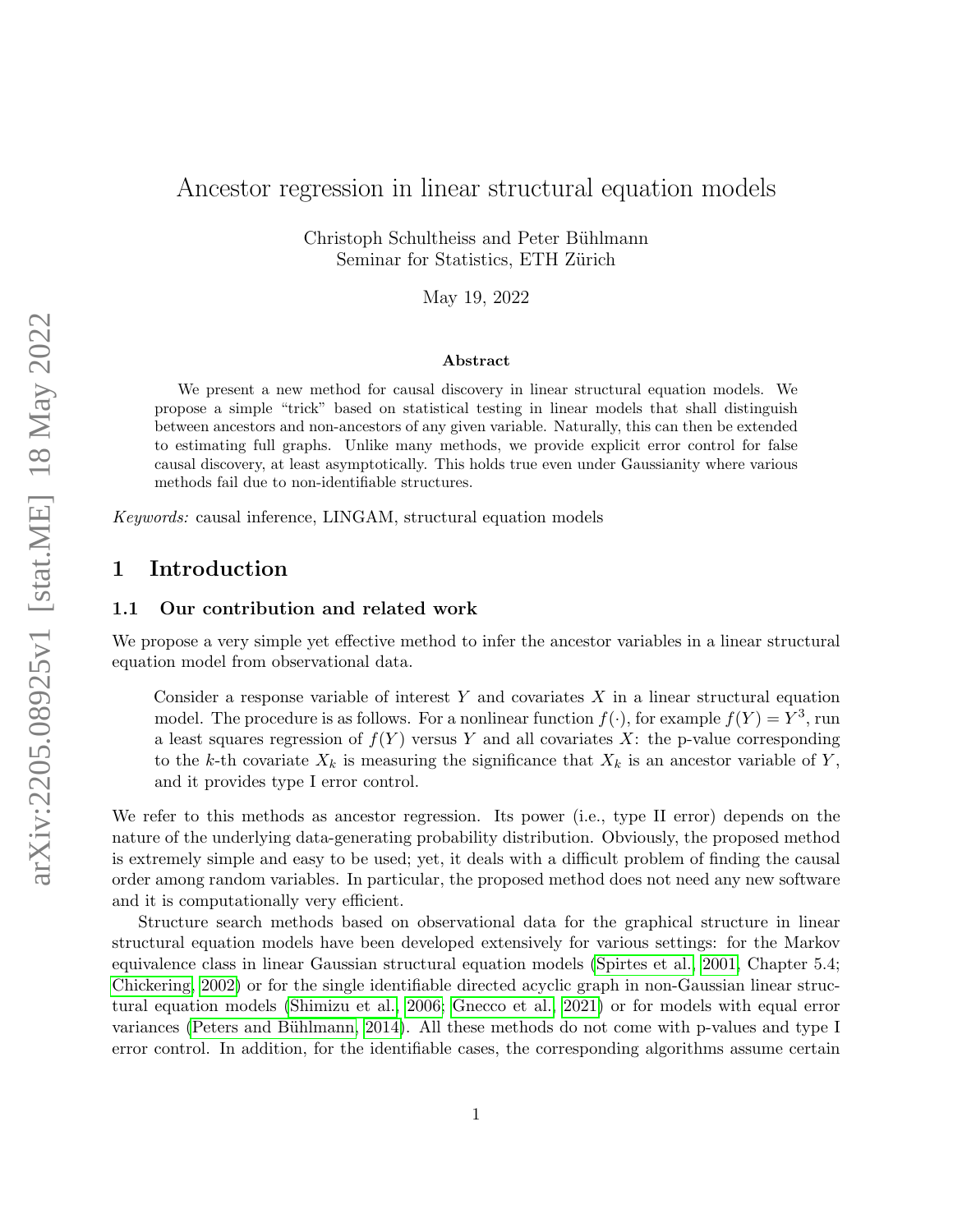# Ancestor regression in linear structural equation models

Christoph Schultheiss and Peter Bühlmann
Seminar for Statistics, ETH Zürich

May 19, 2022

### Abstract

We present a new method for causal discovery in linear structural equation models. We propose a simple "trick" based on statistical testing in linear models that shall distinguish between ancestors and non-ancestors of any given variable. Naturally, this can then be extended to estimating full graphs. Unlike many methods, we provide explicit error control for false causal discovery, at least asymptotically. This holds true even under Gaussianity where various methods fail due to non-identifiable structures.

*Keywords:* causal inference, LINGAM, structural equation models

## 1 Introduction

### 1.1 Our contribution and related work

We propose a very simple yet effective method to infer the ancestor variables in a linear structural equation model from observational data.

> Consider a response variable of interest $Y$ and covariates $X$ in a linear structural equation model. The procedure is as follows. For a nonlinear function $f(\cdot)$, for example $f(Y) = Y^3$, run a least squares regression of $f(Y)$ versus $Y$ and all covariates $X$: the p-value corresponding to the $k$-th covariate $X_k$ is measuring the significance that $X_k$ is an ancestor variable of $Y$, and it provides type I error control.

We refer to this methods as ancestor regression. Its power (i.e., type II error) depends on the nature of the underlying data-generating probability distribution. Obviously, the proposed method is extremely simple and easy to be used; yet, it deals with a difficult problem of finding the causal order among random variables. In particular, the proposed method does not need any new software and it is computationally very efficient.

Structure search methods based on observational data for the graphical structure in linear structural equation models have been developed extensively for various settings: for the Markov equivalence class in linear Gaussian structural equation models (Spirtes et al., 2001, Chapter 5.4; Chickering, 2002) or for the single identifiable directed acyclic graph in non-Gaussian linear structural equation models (Shimizu et al., 2006; Gnecco et al., 2021) or for models with equal error variances (Peters and Bühlmann, 2014). All these methods do not come with p-values and type I error control. In addition, for the identifiable cases, the corresponding algorithms assume certain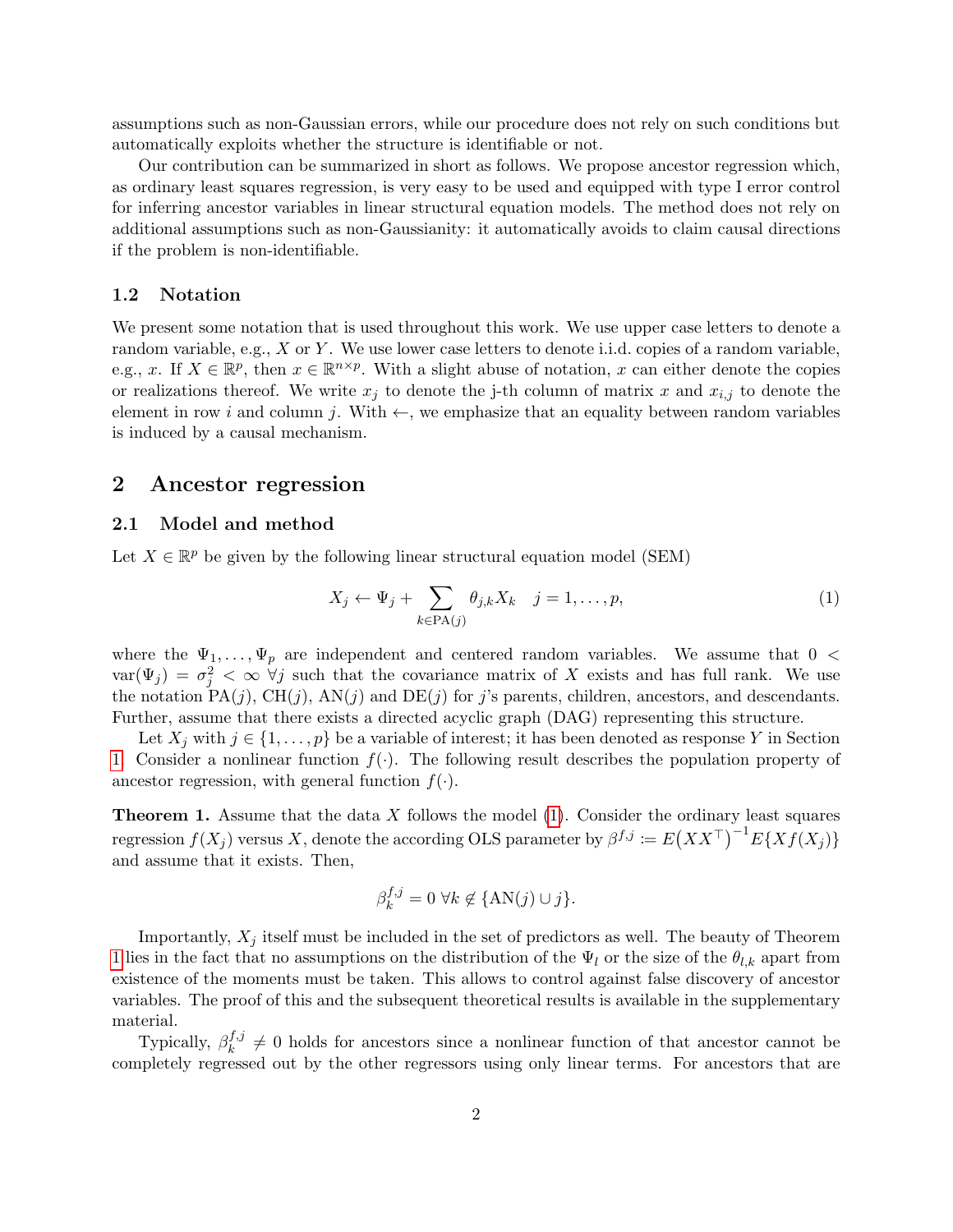assumptions such as non-Gaussian errors, while our procedure does not rely on such conditions but automatically exploits whether the structure is identifiable or not.

Our contribution can be summarized in short as follows. We propose ancestor regression which, as ordinary least squares regression, is very easy to be used and equipped with type I error control for inferring ancestor variables in linear structural equation models. The method does not rely on additional assumptions such as non-Gaussianity: it automatically avoids to claim causal directions if the problem is non-identifiable.

### 1.2 Notation

We present some notation that is used throughout this work. We use upper case letters to denote a random variable, e.g., $X$ or $Y$. We use lower case letters to denote i.i.d. copies of a random variable, e.g., $x$. If $X \in \mathbb{R}^p$, then $x \in \mathbb{R}^{n \times p}$. With a slight abuse of notation, $x$ can either denote the copies or realizations thereof. We write $x_j$ to denote the j-th column of matrix $x$ and $x_{i,j}$ to denote the element in row $i$ and column $j$. With $\leftarrow$, we emphasize that an equality between random variables is induced by a causal mechanism.

## 2 Ancestor regression

### 2.1 Model and method

Let $X \in \mathbb{R}^p$ be given by the following linear structural equation model (SEM)

$$X_j \leftarrow \Psi_j + \sum_{k \in \text{PA}(j)} \theta_{j,k} X_k \quad j = 1, \ldots, p, \tag{1}$$

where the $\Psi_1, \ldots, \Psi_p$ are independent and centered random variables. We assume that $0 < \text{var}(\Psi_j) = \sigma_j^2 < \infty \; \forall j$ such that the covariance matrix of $X$ exists and has full rank. We use the notation $\text{PA}(j)$, $\text{CH}(j)$, $\text{AN}(j)$ and $\text{DE}(j)$ for $j$'s parents, children, ancestors, and descendants. Further, assume that there exists a directed acyclic graph (DAG) representing this structure.

Let $X_j$ with $j \in \{1, \ldots, p\}$ be a variable of interest; it has been denoted as response $Y$ in Section 1. Consider a nonlinear function $f(\cdot)$. The following result describes the population property of ancestor regression, with general function $f(\cdot)$.

**Theorem 1.** Assume that the data $X$ follows the model (1). Consider the ordinary least squares regression $f(X_j)$ versus $X$, denote the according OLS parameter by $\beta^{f,j} := E(XX^\top)^{-1} E\{X f(X_j)\}$ and assume that it exists. Then,

$$\beta_k^{f,j} = 0 \; \forall k \notin \{\text{AN}(j) \cup j\}.$$

Importantly, $X_j$ itself must be included in the set of predictors as well. The beauty of Theorem 1 lies in the fact that no assumptions on the distribution of the $\Psi_l$ or the size of the $\theta_{l,k}$ apart from existence of the moments must be taken. This allows to control against false discovery of ancestor variables. The proof of this and the subsequent theoretical results is available in the supplementary material.

Typically, $\beta_k^{f,j} \neq 0$ holds for ancestors since a nonlinear function of that ancestor cannot be completely regressed out by the other regressors using only linear terms. For ancestors that are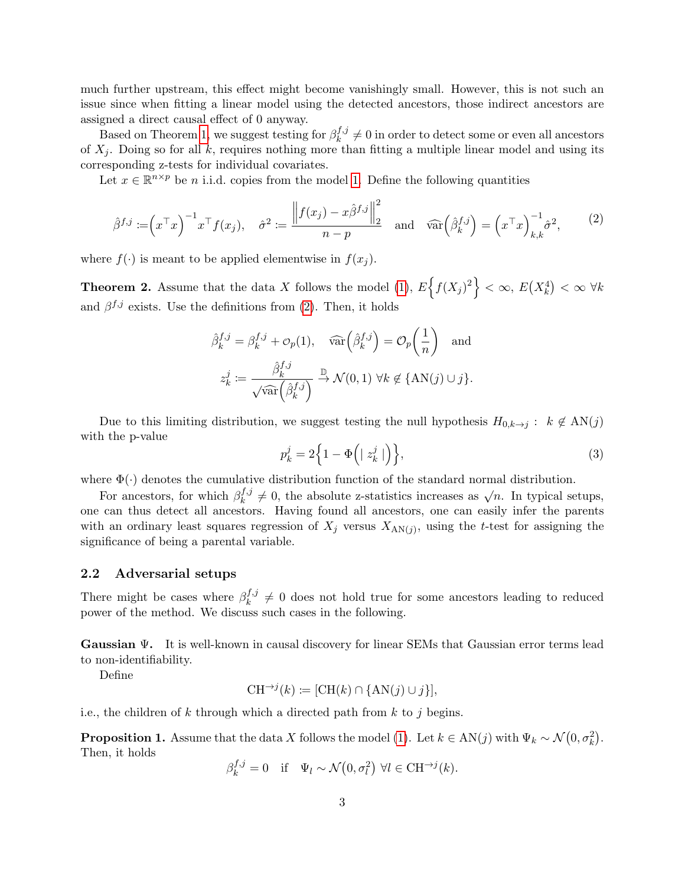much further upstream, this effect might become vanishingly small. However, this is not such an issue since when fitting a linear model using the detected ancestors, those indirect ancestors are assigned a direct causal effect of 0 anyway.

Based on Theorem 1, we suggest testing for $\beta_k^{f,j} \neq 0$ in order to detect some or even all ancestors of $X_j$. Doing so for all $k$, requires nothing more than fitting a multiple linear model and using its corresponding z-tests for individual covariates.

Let $x \in \mathbb{R}^{n \times p}$ be $n$ i.i.d. copies from the model 1. Define the following quantities

$$
\hat{\beta}^{f,j} := \left(x^\top x\right)^{-1} x^\top f(x_j), \quad \hat{\sigma}^2 := \frac{\left\| f(x_j) - x\hat{\beta}^{f,j} \right\|_2^2}{n-p} \quad \text{and} \quad \widehat{\text{var}}\left(\hat{\beta}_k^{f,j}\right) = \left(x^\top x\right)_{k,k}^{-1} \hat{\sigma}^2, \tag{2}
$$

where $f(\cdot)$ is meant to be applied elementwise in $f(x_j)$.

**Theorem 2.** Assume that the data $X$ follows the model (1), $E\left\{f(X_j)^2\right\} < \infty$, $E\left(X_k^4\right) < \infty \ \forall k$ and $\beta^{f,j}$ exists. Use the definitions from (2). Then, it holds

$$
\hat{\beta}_k^{f,j} = \beta_k^{f,j} + o_p(1), \quad \widehat{\text{var}}\left(\hat{\beta}_k^{f,j}\right) = \mathcal{O}_p\left(\frac{1}{n}\right) \quad \text{and}
$$

$$
z_k^j := \frac{\hat{\beta}_k^{f,j}}{\sqrt{\widehat{\text{var}}\left(\hat{\beta}_k^{f,j}\right)}} \xrightarrow{\mathbb{D}} \mathcal{N}(0,1) \ \forall k \notin \{\text{AN}(j) \cup j\}.
$$

Due to this limiting distribution, we suggest testing the null hypothesis $H_{0,k \to j}: \ k \notin \text{AN}(j)$ with the p-value

$$
p_k^j = 2\left\{1 - \Phi\left(\mid z_k^j \mid\right)\right\}, \tag{3}
$$

where $\Phi(\cdot)$ denotes the cumulative distribution function of the standard normal distribution.

For ancestors, for which $\beta_k^{f,j} \neq 0$, the absolute z-statistics increases as $\sqrt{n}$. In typical setups, one can thus detect all ancestors. Having found all ancestors, one can easily infer the parents with an ordinary least squares regression of $X_j$ versus $X_{\text{AN}(j)}$, using the $t$-test for assigning the significance of being a parental variable.

### 2.2 Adversarial setups

There might be cases where $\beta_k^{f,j} \neq 0$ does not hold true for some ancestors leading to reduced power of the method. We discuss such cases in the following.

**Gaussian $\Psi$.** It is well-known in causal discovery for linear SEMs that Gaussian error terms lead to non-identifiability.

Define

$$
\text{CH}^{\to j}(k) := [\text{CH}(k) \cap \{\text{AN}(j) \cup j\}],
$$

i.e., the children of $k$ through which a directed path from $k$ to $j$ begins.

**Proposition 1.** Assume that the data $X$ follows the model (1). Let $k \in \text{AN}(j)$ with $\Psi_k \sim \mathcal{N}\left(0, \sigma_k^2\right)$. Then, it holds

$$
\beta_k^{f,j} = 0 \quad \text{if} \quad \Psi_l \sim \mathcal{N}\left(0, \sigma_l^2\right) \ \forall l \in \text{CH}^{\to j}(k).
$$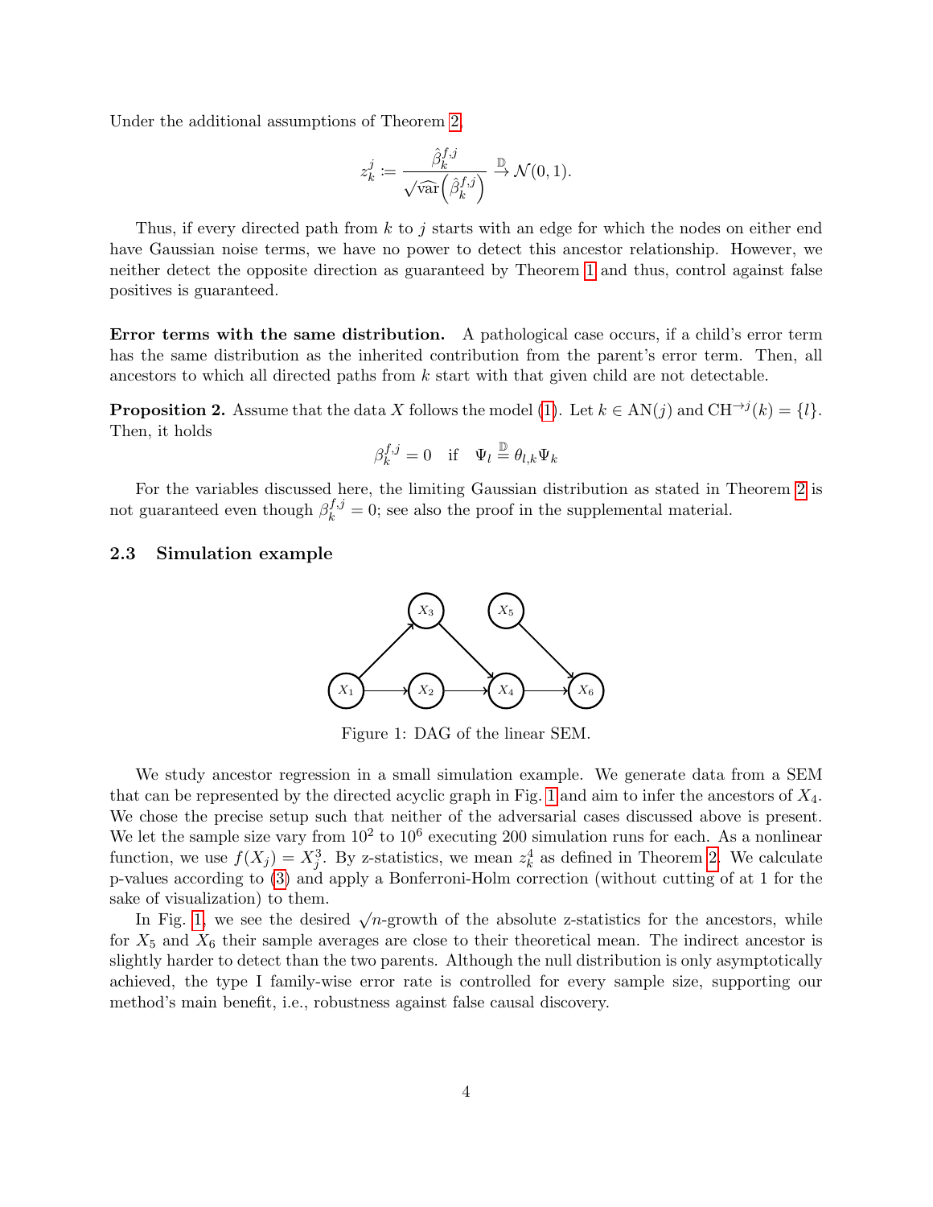Under the additional assumptions of Theorem 2,

$$z_k^j := \frac{\hat{\beta}_k^{f,j}}{\sqrt{\widehat{\mathrm{var}}\left(\hat{\beta}_k^{f,j}\right)}} \xrightarrow{\mathbb{D}} \mathcal{N}(0,1).$$

Thus, if every directed path from $k$ to $j$ starts with an edge for which the nodes on either end have Gaussian noise terms, we have no power to detect this ancestor relationship. However, we neither detect the opposite direction as guaranteed by Theorem 1 and thus, control against false positives is guaranteed.

**Error terms with the same distribution.** A pathological case occurs, if a child's error term has the same distribution as the inherited contribution from the parent's error term. Then, all ancestors to which all directed paths from $k$ start with that given child are not detectable.

**Proposition 2.** Assume that the data $X$ follows the model (1). Let $k \in \mathrm{AN}(j)$ and $\mathrm{CH}^{\to j}(k) = \{l\}$. Then, it holds

$$\beta_k^{f,j} = 0 \quad \text{if} \quad \Psi_l \overset{\mathbb{D}}{=} \theta_{l,k} \Psi_k$$

For the variables discussed here, the limiting Gaussian distribution as stated in Theorem 2 is not guaranteed even though $\beta_k^{f,j} = 0$; see also the proof in the supplemental material.

### 2.3 Simulation example

Figure 1: DAG of the linear SEM.

We study ancestor regression in a small simulation example. We generate data from a SEM that can be represented by the directed acyclic graph in Fig. 1 and aim to infer the ancestors of $X_4$. We chose the precise setup such that neither of the adversarial cases discussed above is present. We let the sample size vary from $10^2$ to $10^6$ executing 200 simulation runs for each. As a nonlinear function, we use $f(X_j) = X_j^3$. By z-statistics, we mean $z_k^4$ as defined in Theorem 2. We calculate p-values according to (3) and apply a Bonferroni-Holm correction (without cutting of at 1 for the sake of visualization) to them.

In Fig. 1, we see the desired $\sqrt{n}$-growth of the absolute z-statistics for the ancestors, while for $X_5$ and $X_6$ their sample averages are close to their theoretical mean. The indirect ancestor is slightly harder to detect than the two parents. Although the null distribution is only asymptotically achieved, the type I family-wise error rate is controlled for every sample size, supporting our method's main benefit, i.e., robustness against false causal discovery.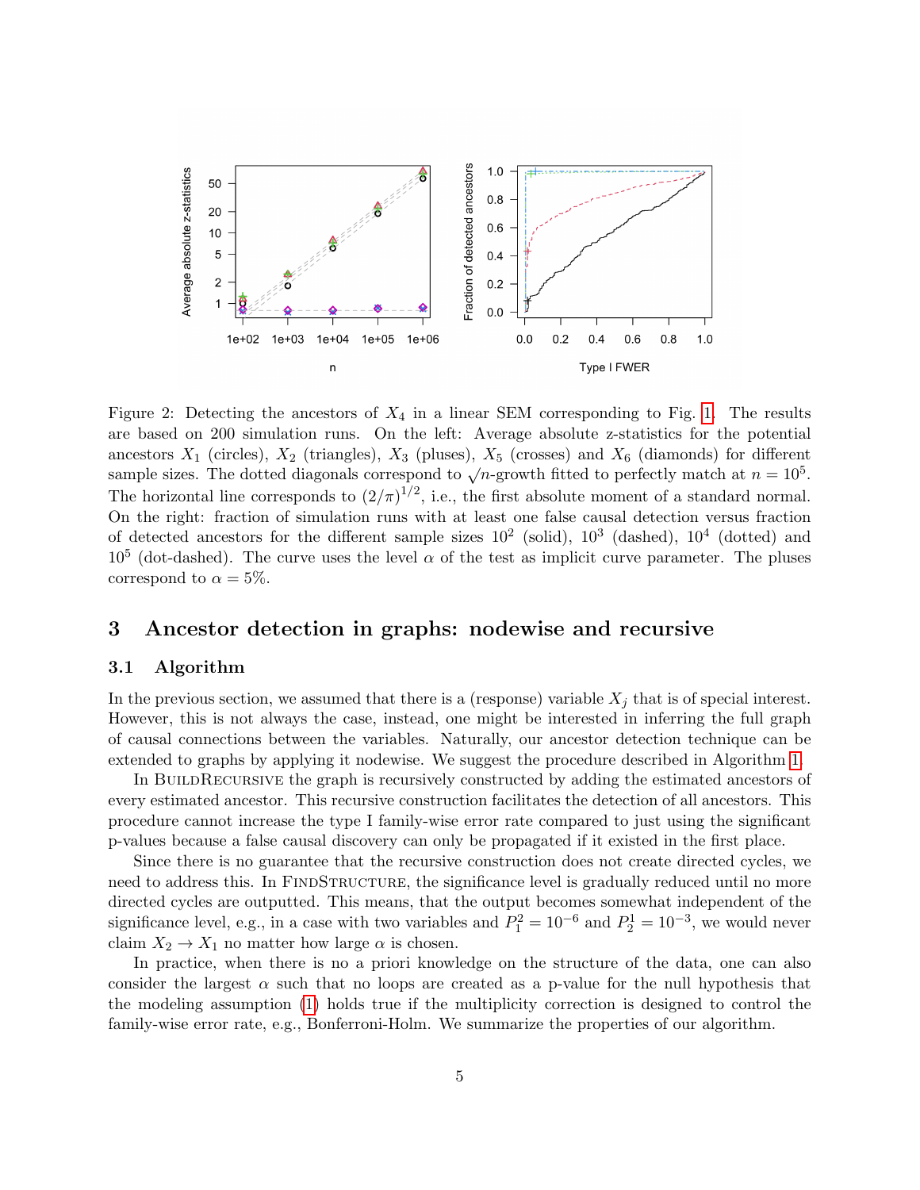Figure 2: Detecting the ancestors of $X_4$ in a linear SEM corresponding to Fig. 1. The results are based on 200 simulation runs. On the left: Average absolute z-statistics for the potential ancestors $X_1$ (circles), $X_2$ (triangles), $X_3$ (pluses), $X_5$ (crosses) and $X_6$ (diamonds) for different sample sizes. The dotted diagonals correspond to $\sqrt{n}$-growth fitted to perfectly match at $n = 10^5$. The horizontal line corresponds to $(2/\pi)^{1/2}$, i.e., the first absolute moment of a standard normal. On the right: fraction of simulation runs with at least one false causal detection versus fraction of detected ancestors for the different sample sizes $10^2$ (solid), $10^3$ (dashed), $10^4$ (dotted) and $10^5$ (dot-dashed). The curve uses the level $\alpha$ of the test as implicit curve parameter. The pluses correspond to $\alpha = 5\%$.

## 3 Ancestor detection in graphs: nodewise and recursive

### 3.1 Algorithm

In the previous section, we assumed that there is a (response) variable $X_j$ that is of special interest. However, this is not always the case, instead, one might be interested in inferring the full graph of causal connections between the variables. Naturally, our ancestor detection technique can be extended to graphs by applying it nodewise. We suggest the procedure described in Algorithm 1.

In BuildRecursive the graph is recursively constructed by adding the estimated ancestors of every estimated ancestor. This recursive construction facilitates the detection of all ancestors. This procedure cannot increase the type I family-wise error rate compared to just using the significant p-values because a false causal discovery can only be propagated if it existed in the first place.

Since there is no guarantee that the recursive construction does not create directed cycles, we need to address this. In FindStructure, the significance level is gradually reduced until no more directed cycles are outputted. This means, that the output becomes somewhat independent of the significance level, e.g., in a case with two variables and $P_1^2 = 10^{-6}$ and $P_2^1 = 10^{-3}$, we would never claim $X_2 \to X_1$ no matter how large $\alpha$ is chosen.

In practice, when there is no a priori knowledge on the structure of the data, one can also consider the largest $\alpha$ such that no loops are created as a p-value for the null hypothesis that the modeling assumption (1) holds true if the multiplicity correction is designed to control the family-wise error rate, e.g., Bonferroni-Holm. We summarize the properties of our algorithm.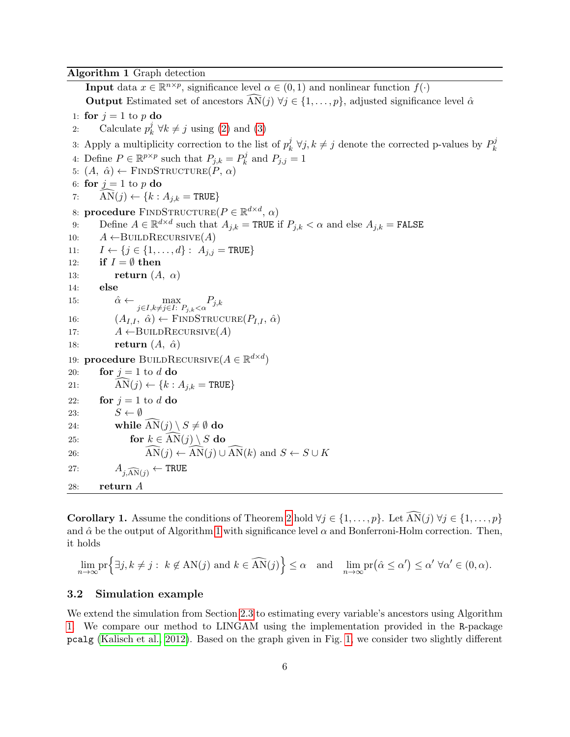**Algorithm 1** Graph detection

**Input** data $x \in \mathbb{R}^{n \times p}$, significance level $\alpha \in (0,1)$ and nonlinear function $f(\cdot)$

**Output** Estimated set of ancestors $\widehat{\mathrm{AN}}(j)$ $\forall j \in \{1,\ldots,p\}$, adjusted significance level $\hat{\alpha}$

```
1:  for j = 1 to p do
2:      Calculate p^j_k ∀k ≠ j using (2) and (3)
3:  Apply a multiplicity correction to the list of p^j_k ∀j,k ≠ j denote the corrected p-values by P^j_k
4:  Define P ∈ R^{p×p} such that P_{j,k} = P^j_k and P_{j,j} = 1
5:  (A, α̂) ← FindStructure(P, α)
6:  for j = 1 to p do
7:      AN^(j) ← {k : A_{j,k} = TRUE}
8:  procedure FindStructure(P ∈ R^{d×d}, α)
9:      Define A ∈ R^{d×d} such that A_{j,k} = TRUE if P_{j,k} < α and else A_{j,k} = FALSE
10:     A ← BuildRecursive(A)
11:     I ← {j ∈ {1,...,d} : A_{j,j} = TRUE}
12:     if I = ∅ then
13:         return (A, α)
14:     else
15:         α̂ ← max_{j∈I, k≠j∈I: P_{j,k}<α} P_{j,k}
16:         (A_{I,I}, α̂) ← FindStrucure(P_{I,I}, α̂)
17:         A ← BuildRecursive(A)
18:         return (A, α̂)
19: procedure BuildRecursive(A ∈ R^{d×d})
20:     for j = 1 to d do
21:         AN^(j) ← {k : A_{j,k} = TRUE}
22:     for j = 1 to d do
23:         S ← ∅
24:         while AN^(j) \ S ≠ ∅ do
25:             for k ∈ AN^(j) \ S do
26:                 AN^(j) ← AN^(j) ∪ AN^(k) and S ← S ∪ K
27:         A_{j,AN^(j)} ← TRUE
28:     return A
```

**Corollary 1.** Assume the conditions of Theorem 2 hold $\forall j \in \{1,\ldots,p\}$. Let $\widehat{\mathrm{AN}}(j)$ $\forall j \in \{1,\ldots,p\}$ and $\hat{\alpha}$ be the output of Algorithm 1 with significance level $\alpha$ and Bonferroni-Holm correction. Then, it holds

$$\lim_{n\to\infty} \mathrm{pr}\Big\{\exists j, k \neq j : \; k \notin \mathrm{AN}(j) \text{ and } k \in \widehat{\mathrm{AN}}(j)\Big\} \leq \alpha \quad \text{and} \quad \lim_{n\to\infty} \mathrm{pr}\big(\hat{\alpha} \leq \alpha'\big) \leq \alpha' \; \forall \alpha' \in (0, \alpha).$$

### 3.2 Simulation example

We extend the simulation from Section 2.3 to estimating every variable's ancestors using Algorithm 1. We compare our method to LINGAM using the implementation provided in the R-package pcalg (Kalisch et al., 2012). Based on the graph given in Fig. 1, we consider two slightly different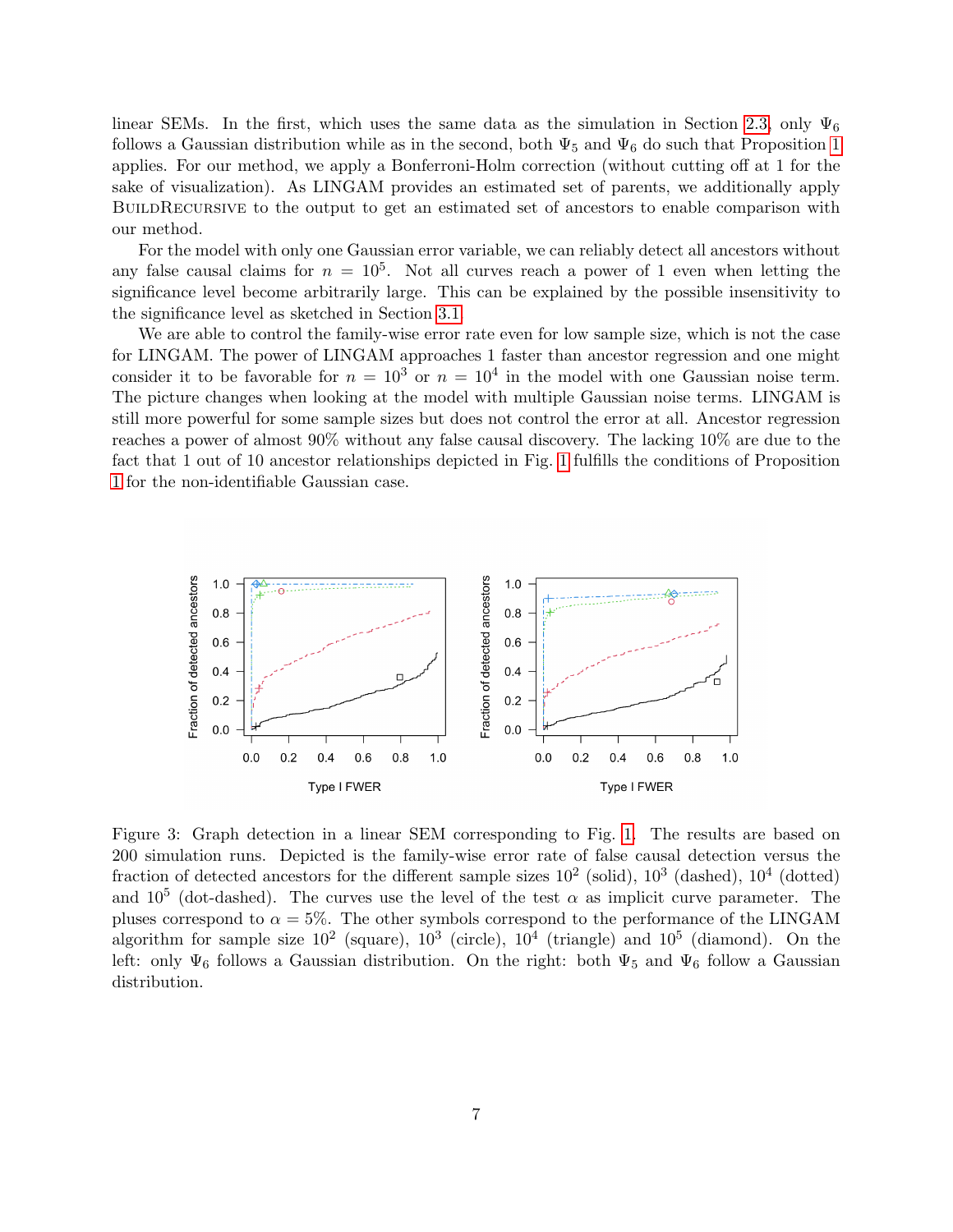linear SEMs. In the first, which uses the same data as the simulation in Section 2.3, only $\Psi_6$ follows a Gaussian distribution while as in the second, both $\Psi_5$ and $\Psi_6$ do such that Proposition 1 applies. For our method, we apply a Bonferroni-Holm correction (without cutting off at 1 for the sake of visualization). As LINGAM provides an estimated set of parents, we additionally apply BUILDRECURSIVE to the output to get an estimated set of ancestors to enable comparison with our method.

For the model with only one Gaussian error variable, we can reliably detect all ancestors without any false causal claims for $n = 10^5$. Not all curves reach a power of 1 even when letting the significance level become arbitrarily large. This can be explained by the possible insensitivity to the significance level as sketched in Section 3.1.

We are able to control the family-wise error rate even for low sample size, which is not the case for LINGAM. The power of LINGAM approaches 1 faster than ancestor regression and one might consider it to be favorable for $n = 10^3$ or $n = 10^4$ in the model with one Gaussian noise term. The picture changes when looking at the model with multiple Gaussian noise terms. LINGAM is still more powerful for some sample sizes but does not control the error at all. Ancestor regression reaches a power of almost 90% without any false causal discovery. The lacking 10% are due to the fact that 1 out of 10 ancestor relationships depicted in Fig. 1 fulfills the conditions of Proposition 1 for the non-identifiable Gaussian case.

Figure 3: Graph detection in a linear SEM corresponding to Fig. 1. The results are based on 200 simulation runs. Depicted is the family-wise error rate of false causal detection versus the fraction of detected ancestors for the different sample sizes $10^2$ (solid), $10^3$ (dashed), $10^4$ (dotted) and $10^5$ (dot-dashed). The curves use the level of the test $\alpha$ as implicit curve parameter. The pluses correspond to $\alpha = 5\%$. The other symbols correspond to the performance of the LINGAM algorithm for sample size $10^2$ (square), $10^3$ (circle), $10^4$ (triangle) and $10^5$ (diamond). On the left: only $\Psi_6$ follows a Gaussian distribution. On the right: both $\Psi_5$ and $\Psi_6$ follow a Gaussian distribution.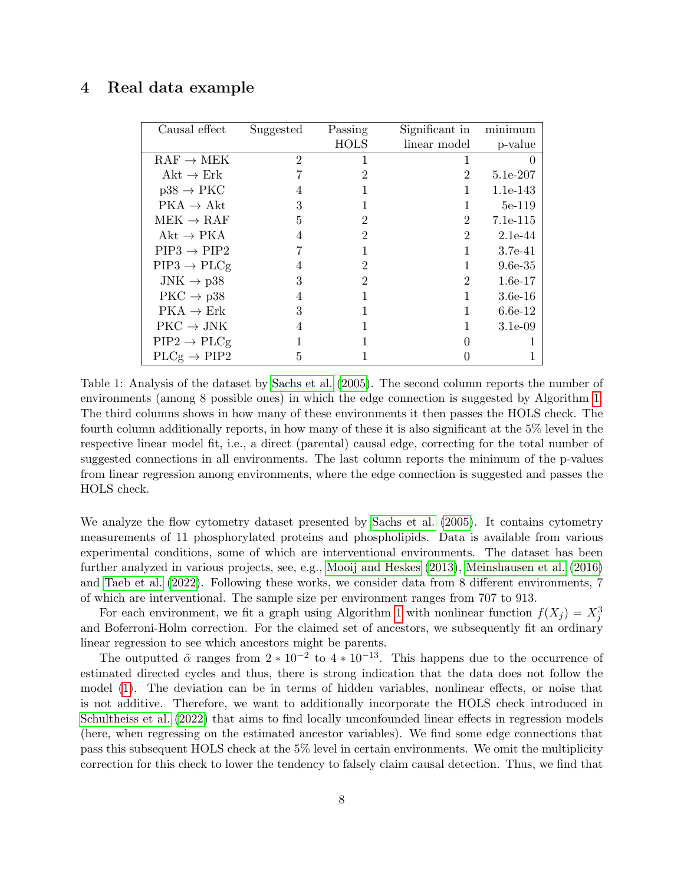## 4 Real data example

| Causal effect | Suggested | Passing HOLS | Significant in linear model | minimum p-value |
|---|---|---|---|---|
| RAF → MEK | 2 | 1 | 1 | 0 |
| Akt → Erk | 7 | 2 | 2 | 5.1e-207 |
| p38 → PKC | 4 | 1 | 1 | 1.1e-143 |
| PKA → Akt | 3 | 1 | 1 | 5e-119 |
| MEK → RAF | 5 | 2 | 2 | 7.1e-115 |
| Akt → PKA | 4 | 2 | 2 | 2.1e-44 |
| PIP3 → PIP2 | 7 | 1 | 1 | 3.7e-41 |
| PIP3 → PLCg | 4 | 2 | 1 | 9.6e-35 |
| JNK → p38 | 3 | 2 | 2 | 1.6e-17 |
| PKC → p38 | 4 | 1 | 1 | 3.6e-16 |
| PKA → Erk | 3 | 1 | 1 | 6.6e-12 |
| PKC → JNK | 4 | 1 | 1 | 3.1e-09 |
| PIP2 → PLCg | 1 | 1 | 0 | 1 |
| PLCg → PIP2 | 5 | 1 | 0 | 1 |

Table 1: Analysis of the dataset by Sachs et al. (2005). The second column reports the number of environments (among 8 possible ones) in which the edge connection is suggested by Algorithm 1. The third columns shows in how many of these environments it then passes the HOLS check. The fourth column additionally reports, in how many of these it is also significant at the 5% level in the respective linear model fit, i.e., a direct (parental) causal edge, correcting for the total number of suggested connections in all environments. The last column reports the minimum of the p-values from linear regression among environments, where the edge connection is suggested and passes the HOLS check.

We analyze the flow cytometry dataset presented by Sachs et al. (2005). It contains cytometry measurements of 11 phosphorylated proteins and phospholipids. Data is available from various experimental conditions, some of which are interventional environments. The dataset has been further analyzed in various projects, see, e.g., Mooij and Heskes (2013), Meinshausen et al. (2016) and Taeb et al. (2022). Following these works, we consider data from 8 different environments, 7 of which are interventional. The sample size per environment ranges from 707 to 913.

For each environment, we fit a graph using Algorithm 1 with nonlinear function $f(X_j) = X_j^3$ and Boferroni-Holm correction. For the claimed set of ancestors, we subsequently fit an ordinary linear regression to see which ancestors might be parents.

The outputted $\hat{\alpha}$ ranges from $2 * 10^{-2}$ to $4 * 10^{-13}$. This happens due to the occurrence of estimated directed cycles and thus, there is strong indication that the data does not follow the model (1). The deviation can be in terms of hidden variables, nonlinear effects, or noise that is not additive. Therefore, we want to additionally incorporate the HOLS check introduced in Schultheiss et al. (2022) that aims to find locally unconfounded linear effects in regression models (here, when regressing on the estimated ancestor variables). We find some edge connections that pass this subsequent HOLS check at the 5% level in certain environments. We omit the multiplicity correction for this check to lower the tendency to falsely claim causal detection. Thus, we find that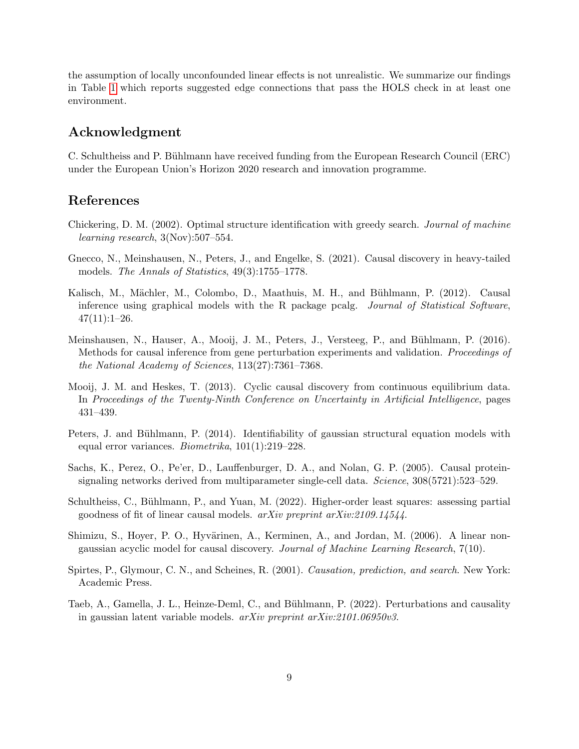the assumption of locally unconfounded linear effects is not unrealistic. We summarize our findings in Table 1 which reports suggested edge connections that pass the HOLS check in at least one environment.

## Acknowledgment

C. Schultheiss and P. Bühlmann have received funding from the European Research Council (ERC) under the European Union's Horizon 2020 research and innovation programme.

## References

Chickering, D. M. (2002). Optimal structure identification with greedy search. *Journal of machine learning research*, 3(Nov):507–554.

Gnecco, N., Meinshausen, N., Peters, J., and Engelke, S. (2021). Causal discovery in heavy-tailed models. *The Annals of Statistics*, 49(3):1755–1778.

Kalisch, M., Mächler, M., Colombo, D., Maathuis, M. H., and Bühlmann, P. (2012). Causal inference using graphical models with the R package pcalg. *Journal of Statistical Software*, 47(11):1–26.

Meinshausen, N., Hauser, A., Mooij, J. M., Peters, J., Versteeg, P., and Bühlmann, P. (2016). Methods for causal inference from gene perturbation experiments and validation. *Proceedings of the National Academy of Sciences*, 113(27):7361–7368.

Mooij, J. M. and Heskes, T. (2013). Cyclic causal discovery from continuous equilibrium data. In *Proceedings of the Twenty-Ninth Conference on Uncertainty in Artificial Intelligence*, pages 431–439.

Peters, J. and Bühlmann, P. (2014). Identifiability of gaussian structural equation models with equal error variances. *Biometrika*, 101(1):219–228.

Sachs, K., Perez, O., Pe'er, D., Lauffenburger, D. A., and Nolan, G. P. (2005). Causal protein-signaling networks derived from multiparameter single-cell data. *Science*, 308(5721):523–529.

Schultheiss, C., Bühlmann, P., and Yuan, M. (2022). Higher-order least squares: assessing partial goodness of fit of linear causal models. *arXiv preprint arXiv:2109.14544*.

Shimizu, S., Hoyer, P. O., Hyvärinen, A., Kerminen, A., and Jordan, M. (2006). A linear non-gaussian acyclic model for causal discovery. *Journal of Machine Learning Research*, 7(10).

Spirtes, P., Glymour, C. N., and Scheines, R. (2001). *Causation, prediction, and search*. New York: Academic Press.

Taeb, A., Gamella, J. L., Heinze-Deml, C., and Bühlmann, P. (2022). Perturbations and causality in gaussian latent variable models. *arXiv preprint arXiv:2101.06950v3*.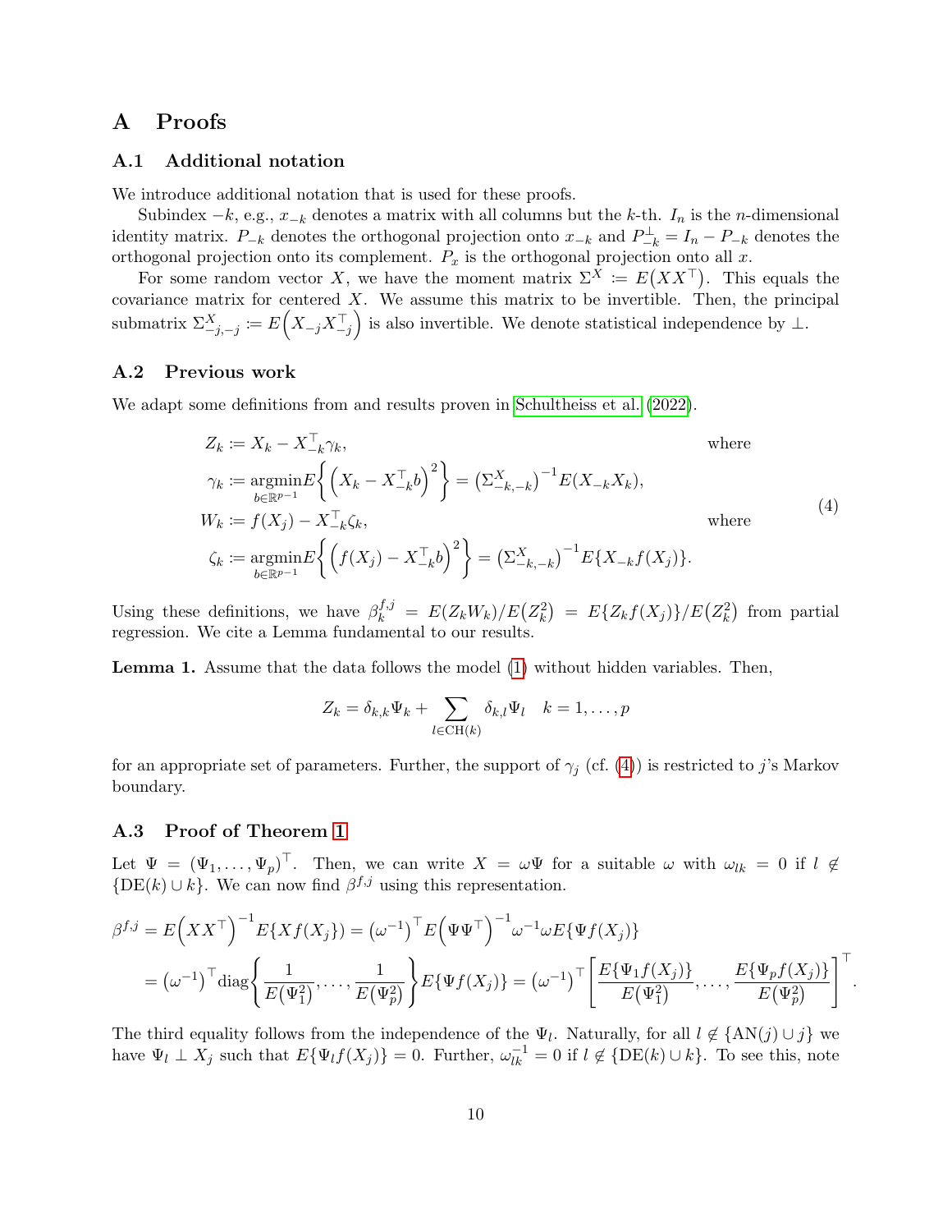# A Proofs

## A.1 Additional notation

We introduce additional notation that is used for these proofs.

Subindex $-k$, e.g., $x_{-k}$ denotes a matrix with all columns but the $k$-th. $I_n$ is the $n$-dimensional identity matrix. $P_{-k}$ denotes the orthogonal projection onto $x_{-k}$ and $P_{-k}^{\perp} = I_n - P_{-k}$ denotes the orthogonal projection onto its complement. $P_x$ is the orthogonal projection onto all $x$.

For some random vector $X$, we have the moment matrix $\Sigma^X := E\big(XX^\top\big)$. This equals the covariance matrix for centered $X$. We assume this matrix to be invertible. Then, the principal submatrix $\Sigma^X_{-j,-j} := E\Big(X_{-j}X_{-j}^\top\Big)$ is also invertible. We denote statistical independence by $\perp$.

## A.2 Previous work

We adapt some definitions from and results proven in Schultheiss et al. (2022).

$$
\begin{aligned}
Z_k &:= X_k - X_{-k}^\top \gamma_k, && \text{where} \\
\gamma_k &:= \underset{b\in\mathbb{R}^{p-1}}{\operatorname{argmin}} E\bigg\{\Big(X_k - X_{-k}^\top b\Big)^2\bigg\} = \big(\Sigma^X_{-k,-k}\big)^{-1} E(X_{-k}X_k), \\
W_k &:= f(X_j) - X_{-k}^\top \zeta_k, && \text{where} \\
\zeta_k &:= \underset{b\in\mathbb{R}^{p-1}}{\operatorname{argmin}} E\bigg\{\Big(f(X_j) - X_{-k}^\top b\Big)^2\bigg\} = \big(\Sigma^X_{-k,-k}\big)^{-1} E\{X_{-k}f(X_j)\}.
\end{aligned}
\tag{4}
$$

Using these definitions, we have $\beta_k^{f,j} = E(Z_k W_k)/E\big(Z_k^2\big) = E\{Z_k f(X_j)\}/E\big(Z_k^2\big)$ from partial regression. We cite a Lemma fundamental to our results.

**Lemma 1.** Assume that the data follows the model (1) without hidden variables. Then,

$$
Z_k = \delta_{k,k}\Psi_k + \sum_{l\in \mathrm{CH}(k)} \delta_{k,l}\Psi_l \quad k = 1,\ldots,p
$$

for an appropriate set of parameters. Further, the support of $\gamma_j$ (cf. (4)) is restricted to $j$'s Markov boundary.

## A.3 Proof of Theorem 1

Let $\Psi = (\Psi_1,\ldots,\Psi_p)^\top$. Then, we can write $X = \omega\Psi$ for a suitable $\omega$ with $\omega_{lk} = 0$ if $l \notin \{\mathrm{DE}(k)\cup k\}$. We can now find $\beta^{f,j}$ using this representation.

$$
\begin{aligned}
\beta^{f,j} &= E\Big(XX^\top\Big)^{-1} E\{Xf(X_j)\} = \big(\omega^{-1}\big)^\top E\Big(\Psi\Psi^\top\Big)^{-1}\omega^{-1}\omega E\{\Psi f(X_j)\} \\
&= \big(\omega^{-1}\big)^\top \operatorname{diag}\bigg\{\frac{1}{E\big(\Psi_1^2\big)},\ldots,\frac{1}{E\big(\Psi_p^2\big)}\bigg\} E\{\Psi f(X_j)\} = \big(\omega^{-1}\big)^\top \bigg[\frac{E\{\Psi_1 f(X_j)\}}{E\big(\Psi_1^2\big)},\ldots,\frac{E\{\Psi_p f(X_j)\}}{E\big(\Psi_p^2\big)}\bigg]^\top.
\end{aligned}
$$

The third equality follows from the independence of the $\Psi_l$. Naturally, for all $l \notin \{\mathrm{AN}(j)\cup j\}$ we have $\Psi_l \perp X_j$ such that $E\{\Psi_l f(X_j)\} = 0$. Further, $\omega^{-1}_{lk} = 0$ if $l \notin \{\mathrm{DE}(k)\cup k\}$. To see this, note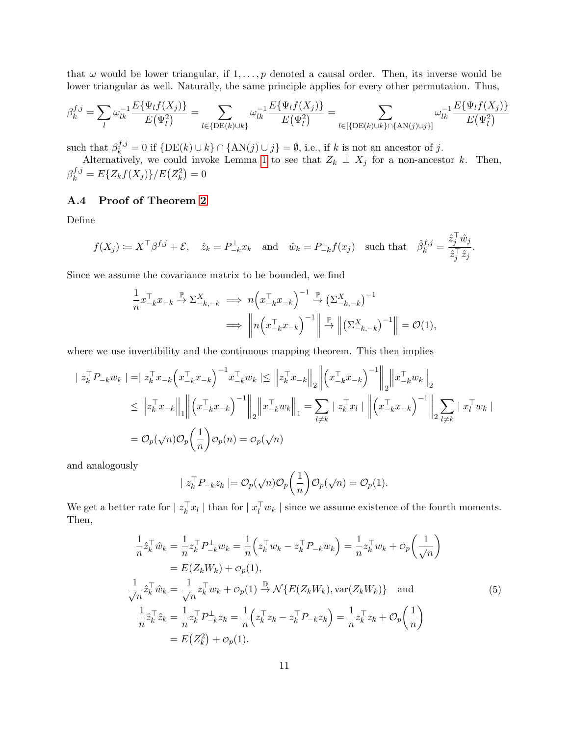that $\omega$ would be lower triangular, if $1, \dots, p$ denoted a causal order. Then, its inverse would be lower triangular as well. Naturally, the same principle applies for every other permutation. Thus,

$$\beta_k^{f,j} = \sum_l \omega_{lk}^{-1} \frac{E\{\Psi_l f(X_j)\}}{E(\Psi_l^2)} = \sum_{l \in \{\mathrm{DE}(k) \cup k\}} \omega_{lk}^{-1} \frac{E\{\Psi_l f(X_j)\}}{E(\Psi_l^2)} = \sum_{l \in [\{\mathrm{DE}(k) \cup k\} \cap \{\mathrm{AN}(j) \cup j\}]} \omega_{lk}^{-1} \frac{E\{\Psi_l f(X_j)\}}{E(\Psi_l^2)}$$

such that $\beta_k^{f,j} = 0$ if $\{\mathrm{DE}(k) \cup k\} \cap \{\mathrm{AN}(j) \cup j\} = \emptyset$, i.e., if $k$ is not an ancestor of $j$.

Alternatively, we could invoke Lemma 1 to see that $Z_k \perp X_j$ for a non-ancestor $k$. Then, $\beta_k^{f,j} = E\{Z_k f(X_j)\}/E(Z_k^2) = 0$

### A.4 Proof of Theorem 2

Define

$$f(X_j) := X^\top \beta^{f,j} + \mathcal{E}, \quad \hat{z}_k = P_{-k}^\perp x_k \quad \text{and} \quad \hat{w}_k = P_{-k}^\perp f(x_j) \quad \text{such that} \quad \hat{\beta}_k^{f,j} = \frac{\hat{z}_j^\top \hat{w}_j}{\hat{z}_j^\top \hat{z}_j}.$$

Since we assume the covariance matrix to be bounded, we find

$$\frac{1}{n} x_{-k}^\top x_{-k} \xrightarrow{\mathbb{P}} \Sigma_{-k,-k}^X \implies n\Big(x_{-k}^\top x_{-k}\Big)^{-1} \xrightarrow{\mathbb{P}} \big(\Sigma_{-k,-k}^X\big)^{-1}$$
$$\implies \Big\| n\Big(x_{-k}^\top x_{-k}\Big)^{-1} \Big\| \xrightarrow{\mathbb{P}} \Big\| \big(\Sigma_{-k,-k}^X\big)^{-1} \Big\| = \mathcal{O}(1),$$

where we use invertibility and the continuous mapping theorem. This then implies

$$\begin{aligned}
\mid z_k^\top P_{-k} w_k \mid &= \mid z_k^\top x_{-k}\Big(x_{-k}^\top x_{-k}\Big)^{-1} x_{-k}^\top w_k \mid \le \Big\| z_k^\top x_{-k} \Big\|_2 \Big\| \Big(x_{-k}^\top x_{-k}\Big)^{-1} \Big\|_2 \Big\| x_{-k}^\top w_k \Big\|_2 \\
&\le \Big\| z_k^\top x_{-k} \Big\|_1 \Big\| \Big(x_{-k}^\top x_{-k}\Big)^{-1} \Big\|_2 \Big\| x_{-k}^\top w_k \Big\|_1 = \sum_{l \neq k} \mid z_k^\top x_l \mid \Big\| \Big(x_{-k}^\top x_{-k}\Big)^{-1} \Big\|_2 \sum_{l \neq k} \mid x_l^\top w_k \mid \\
&= \mathcal{O}_p(\sqrt{n}) \mathcal{O}_p\Big(\frac{1}{n}\Big) \mathcal{o}_p(n) = \mathcal{o}_p(\sqrt{n})
\end{aligned}$$

and analogously

$$\mid z_k^\top P_{-k} z_k \mid = \mathcal{O}_p(\sqrt{n}) \mathcal{O}_p\Big(\frac{1}{n}\Big) \mathcal{O}_p(\sqrt{n}) = \mathcal{O}_p(1).$$

We get a better rate for $\mid z_k^\top x_l \mid$ than for $\mid x_l^\top w_k \mid$ since we assume existence of the fourth moments. Then,

$$\begin{aligned}
\frac{1}{n} \hat{z}_k^\top \hat{w}_k &= \frac{1}{n} z_k^\top P_{-k}^\perp w_k = \frac{1}{n}\Big(z_k^\top w_k - z_k^\top P_{-k} w_k\Big) = \frac{1}{n} z_k^\top w_k + \mathcal{o}_p\Big(\frac{1}{\sqrt{n}}\Big) \\
&= E(Z_k W_k) + \mathcal{o}_p(1), \\
\frac{1}{\sqrt{n}} \hat{z}_k^\top \hat{w}_k &= \frac{1}{\sqrt{n}} z_k^\top w_k + \mathcal{o}_p(1) \xrightarrow{\mathbb{D}} \mathcal{N}\{E(Z_k W_k), \mathrm{var}(Z_k W_k)\} \quad \text{and} \\
\frac{1}{n} \hat{z}_k^\top \hat{z}_k &= \frac{1}{n} z_k^\top P_{-k}^\perp z_k = \frac{1}{n}\Big(z_k^\top z_k - z_k^\top P_{-k} z_k\Big) = \frac{1}{n} z_k^\top z_k + \mathcal{O}_p\Big(\frac{1}{n}\Big) \\
&= E\big(Z_k^2\big) + \mathcal{o}_p(1).
\end{aligned} \tag{5}$$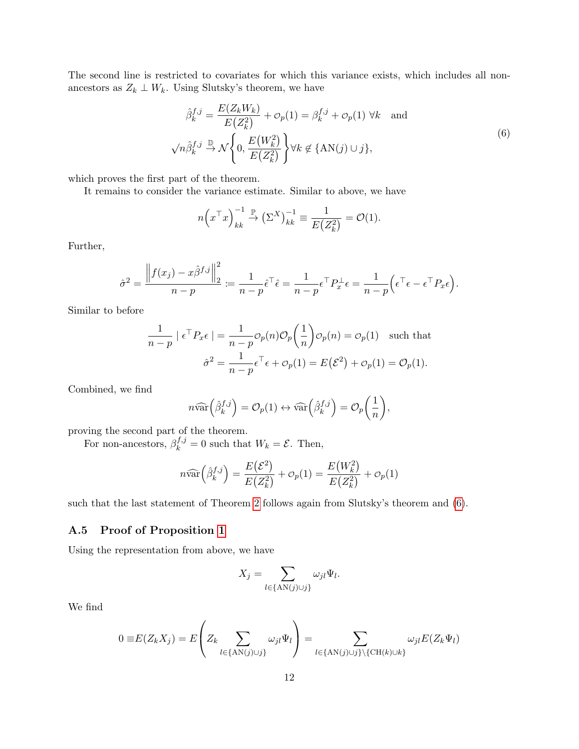The second line is restricted to covariates for which this variance exists, which includes all non-ancestors as $Z_k \perp W_k$. Using Slutsky's theorem, we have

$$
\begin{aligned}
\hat{\beta}_k^{f,j} &= \frac{E(Z_k W_k)}{E(Z_k^2)} + \mathcal{o}_p(1) = \beta_k^{f,j} + \mathcal{o}_p(1) \; \forall k \quad \text{and} \\
\sqrt{n}\hat{\beta}_k^{f,j} &\xrightarrow{\mathbb{D}} \mathcal{N}\left\{0, \frac{E(W_k^2)}{E(Z_k^2)}\right\} \forall k \notin \{\text{AN}(j) \cup j\},
\end{aligned}
\tag{6}
$$

which proves the first part of the theorem.

It remains to consider the variance estimate. Similar to above, we have

$$
n\left(x^\top x\right)_{kk}^{-1} \xrightarrow{\mathbb{P}} (\Sigma^X)_{kk}^{-1} \equiv \frac{1}{E(Z_k^2)} = \mathcal{O}(1).
$$

Further,

$$
\hat{\sigma}^2 = \frac{\left\| f(x_j) - x\hat{\beta}^{f,j} \right\|_2^2}{n-p} := \frac{1}{n-p}\hat{\epsilon}^\top \hat{\epsilon} = \frac{1}{n-p}\epsilon^\top P_x^\perp \epsilon = \frac{1}{n-p}\left(\epsilon^\top \epsilon - \epsilon^\top P_x \epsilon\right).
$$

Similar to before

$$
\begin{aligned}
\frac{1}{n-p} \mid \epsilon^\top P_x \epsilon \mid &= \frac{1}{n-p}\mathcal{o}_p(n)\mathcal{O}_p\left(\frac{1}{n}\right)\mathcal{o}_p(n) = \mathcal{o}_p(1) \quad \text{such that} \\
\hat{\sigma}^2 &= \frac{1}{n-p}\epsilon^\top \epsilon + \mathcal{o}_p(1) = E\left(\mathcal{E}^2\right) + \mathcal{o}_p(1) = \mathcal{O}_p(1).
\end{aligned}
$$

Combined, we find

$$
n\widehat{\text{var}}\left(\hat{\beta}_k^{f,j}\right) = \mathcal{O}_p(1) \leftrightarrow \widehat{\text{var}}\left(\hat{\beta}_k^{f,j}\right) = \mathcal{O}_p\left(\frac{1}{n}\right),
$$

proving the second part of the theorem.

For non-ancestors, $\beta_k^{f,j} = 0$ such that $W_k = \mathcal{E}$. Then,

$$
n\widehat{\text{var}}\left(\hat{\beta}_k^{f,j}\right) = \frac{E(\mathcal{E}^2)}{E(Z_k^2)} + \mathcal{o}_p(1) = \frac{E(W_k^2)}{E(Z_k^2)} + \mathcal{o}_p(1)
$$

such that the last statement of Theorem 2 follows again from Slutsky's theorem and (6).

### A.5 Proof of Proposition 1

Using the representation from above, we have

$$
X_j = \sum_{l \in \{\text{AN}(j) \cup j\}} \omega_{jl} \Psi_l.
$$

We find

$$
0 \equiv E(Z_k X_j) = E\left(Z_k \sum_{l \in \{\text{AN}(j) \cup j\}} \omega_{jl}\Psi_l\right) = \sum_{l \in \{\text{AN}(j) \cup j\} \setminus \{\text{CH}(k) \cup k\}} \omega_{jl} E(Z_k \Psi_l)
$$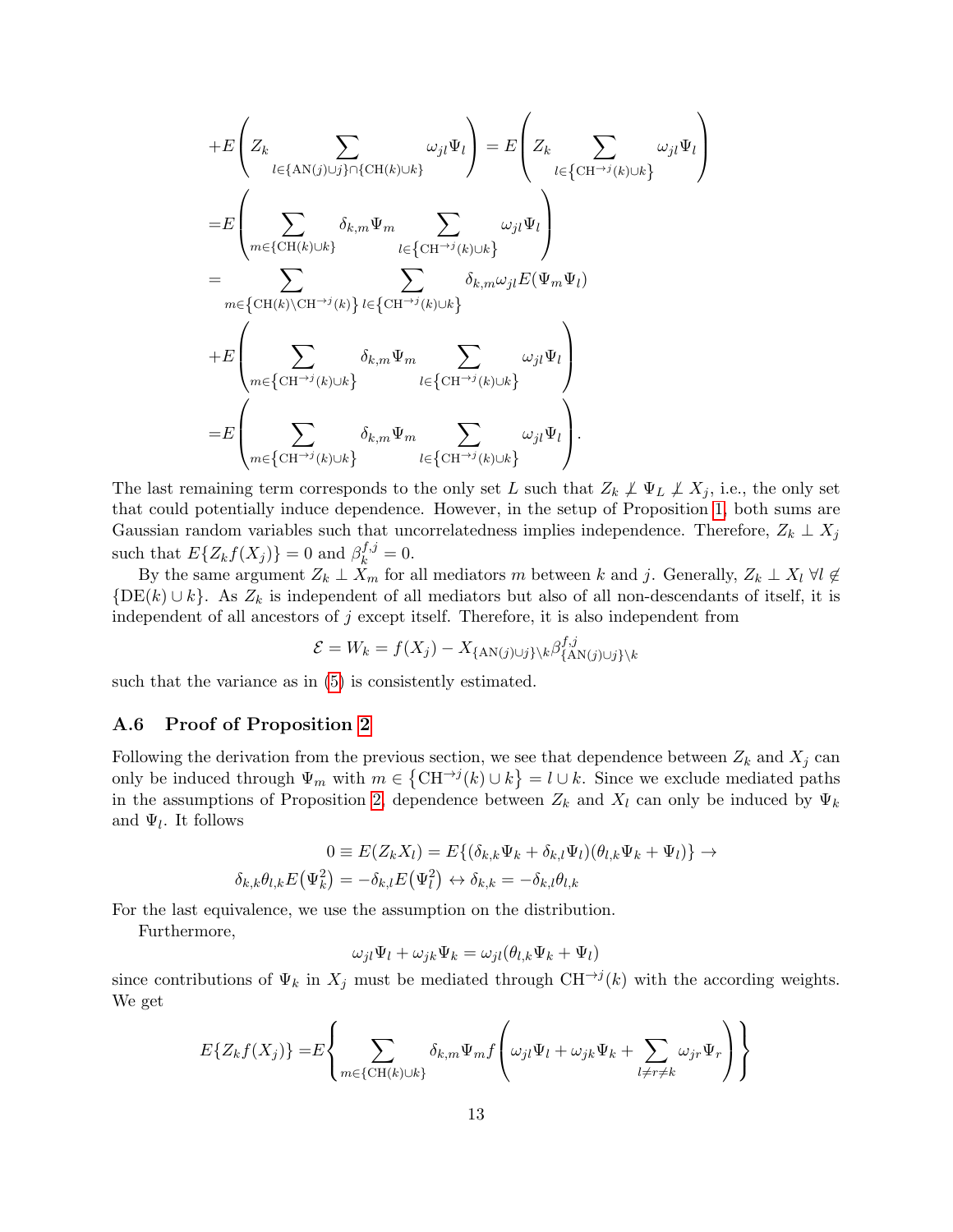$$
\begin{aligned}
&+E\left(Z_k \sum_{l\in\{\mathrm{AN}(j)\cup j\}\cap\{\mathrm{CH}(k)\cup k\}} \omega_{jl}\Psi_l\right) = E\left(Z_k \sum_{l\in\left\{\mathrm{CH}^{\to j}(k)\cup k\right\}} \omega_{jl}\Psi_l\right)\\
=&E\left(\sum_{m\in\{\mathrm{CH}(k)\cup k\}} \delta_{k,m}\Psi_m \sum_{l\in\left\{\mathrm{CH}^{\to j}(k)\cup k\right\}} \omega_{jl}\Psi_l\right)\\
=&\sum_{m\in\left\{\mathrm{CH}(k)\setminus \mathrm{CH}^{\to j}(k)\right\}} \sum_{l\in\left\{\mathrm{CH}^{\to j}(k)\cup k\right\}} \delta_{k,m}\omega_{jl}E(\Psi_m\Psi_l)\\
&+E\left(\sum_{m\in\left\{\mathrm{CH}^{\to j}(k)\cup k\right\}} \delta_{k,m}\Psi_m \sum_{l\in\left\{\mathrm{CH}^{\to j}(k)\cup k\right\}} \omega_{jl}\Psi_l\right)\\
=&E\left(\sum_{m\in\left\{\mathrm{CH}^{\to j}(k)\cup k\right\}} \delta_{k,m}\Psi_m \sum_{l\in\left\{\mathrm{CH}^{\to j}(k)\cup k\right\}} \omega_{jl}\Psi_l\right).
\end{aligned}
$$

The last remaining term corresponds to the only set $L$ such that $Z_k \not\perp \Psi_L \not\perp X_j$, i.e., the only set that could potentially induce dependence. However, in the setup of Proposition 1, both sums are Gaussian random variables such that uncorrelatedness implies independence. Therefore, $Z_k \perp X_j$ such that $E\{Z_k f(X_j)\} = 0$ and $\beta_k^{f,j} = 0$.

By the same argument $Z_k \perp X_m$ for all mediators $m$ between $k$ and $j$. Generally, $Z_k \perp X_l \; \forall l \notin \{\mathrm{DE}(k) \cup k\}$. As $Z_k$ is independent of all mediators but also of all non-descendants of itself, it is independent of all ancestors of $j$ except itself. Therefore, it is also independent from

$$
\mathcal{E} = W_k = f(X_j) - X_{\{\mathrm{AN}(j)\cup j\}\setminus k}\beta^{f,j}_{\{\mathrm{AN}(j)\cup j\}\setminus k}
$$

such that the variance as in (5) is consistently estimated.

### A.6 Proof of Proposition 2

Following the derivation from the previous section, we see that dependence between $Z_k$ and $X_j$ can only be induced through $\Psi_m$ with $m \in \left\{\mathrm{CH}^{\to j}(k) \cup k\right\} = l \cup k$. Since we exclude mediated paths in the assumptions of Proposition 2, dependence between $Z_k$ and $X_l$ can only be induced by $\Psi_k$ and $\Psi_l$. It follows

$$
\begin{aligned}
0 \equiv E(Z_k X_l) = E\{(\delta_{k,k}\Psi_k + \delta_{k,l}\Psi_l)(\theta_{l,k}\Psi_k + \Psi_l)\} \to\\
\delta_{k,k}\theta_{l,k}E\left(\Psi_k^2\right) = -\delta_{k,l}E\left(\Psi_l^2\right) \leftrightarrow \delta_{k,k} = -\delta_{k,l}\theta_{l,k}
\end{aligned}
$$

For the last equivalence, we use the assumption on the distribution.

Furthermore,

$$
\omega_{jl}\Psi_l + \omega_{jk}\Psi_k = \omega_{jl}(\theta_{l,k}\Psi_k + \Psi_l)
$$

since contributions of $\Psi_k$ in $X_j$ must be mediated through $\mathrm{CH}^{\to j}(k)$ with the according weights. We get

$$
E\{Z_k f(X_j)\} = E\left\{\sum_{m\in\{\mathrm{CH}(k)\cup k\}} \delta_{k,m}\Psi_m f\left(\omega_{jl}\Psi_l + \omega_{jk}\Psi_k + \sum_{l\neq r\neq k} \omega_{jr}\Psi_r\right)\right\}
$$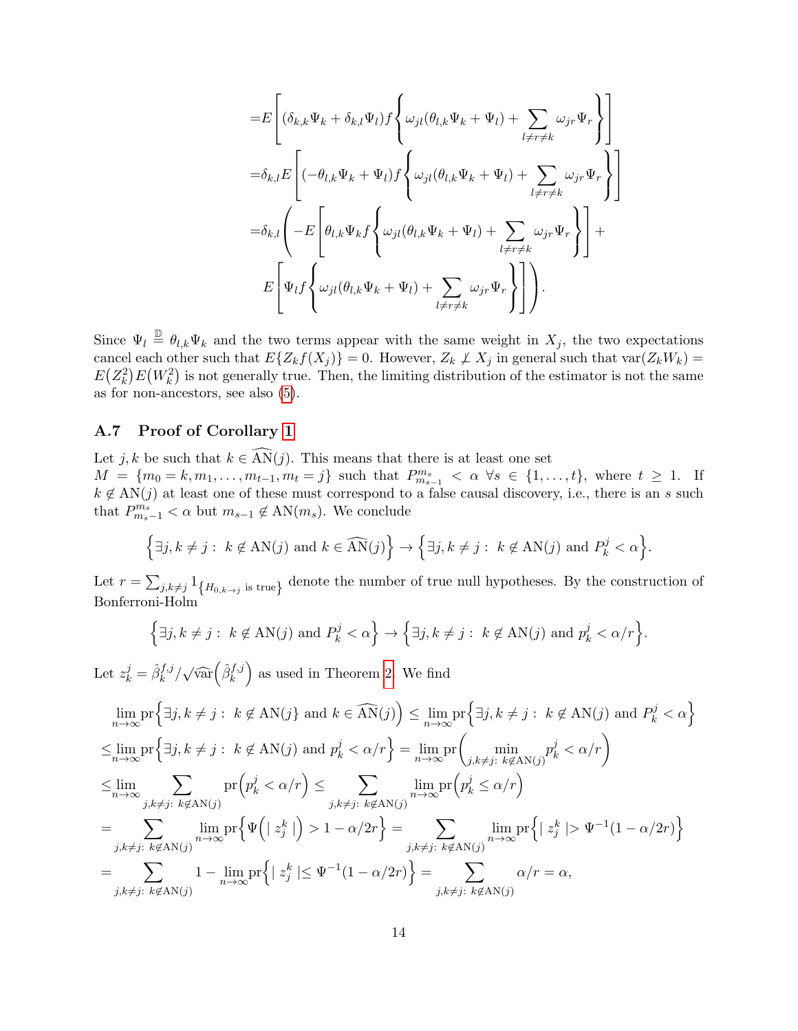$$
\begin{aligned}
&= E\left[ (\delta_{k,k}\Psi_k + \delta_{k,l}\Psi_l) f\left\{ \omega_{jl}(\theta_{l,k}\Psi_k + \Psi_l) + \sum_{l \neq r \neq k} \omega_{jr}\Psi_r \right\} \right] \\
&= \delta_{k,l} E\left[ (-\theta_{l,k}\Psi_k + \Psi_l) f\left\{ \omega_{jl}(\theta_{l,k}\Psi_k + \Psi_l) + \sum_{l \neq r \neq k} \omega_{jr}\Psi_r \right\} \right] \\
&= \delta_{k,l} \left( -E\left[ \theta_{l,k}\Psi_k f\left\{ \omega_{jl}(\theta_{l,k}\Psi_k + \Psi_l) + \sum_{l \neq r \neq k} \omega_{jr}\Psi_r \right\} \right] + \right. \\
&\qquad \left. E\left[ \Psi_l f\left\{ \omega_{jl}(\theta_{l,k}\Psi_k + \Psi_l) + \sum_{l \neq r \neq k} \omega_{jr}\Psi_r \right\} \right] \right).
\end{aligned}
$$

Since $\Psi_l \overset{\mathbb{D}}{=} \theta_{l,k}\Psi_k$ and the two terms appear with the same weight in $X_j$, the two expectations cancel each other such that $E\{Z_k f(X_j)\} = 0$. However, $Z_k \not\perp X_j$ in general such that $\mathrm{var}(Z_k W_k) = E\big(Z_k^2\big)E\big(W_k^2\big)$ is not generally true. Then, the limiting distribution of the estimator is not the same as for non-ancestors, see also (5).

### A.7 Proof of Corollary 1

Let $j, k$ be such that $k \in \widehat{\mathrm{AN}}(j)$. This means that there is at least one set $M = \{m_0 = k, m_1, \ldots, m_{t-1}, m_t = j\}$ such that $P_{m_{s-1}}^{m_s} < \alpha \ \forall s \in \{1, \ldots, t\}$, where $t \geq 1$. If $k \notin \mathrm{AN}(j)$ at least one of these must correspond to a false causal discovery, i.e., there is an $s$ such that $P_{m_s-1}^{m_s} < \alpha$ but $m_{s-1} \notin \mathrm{AN}(m_s)$. We conclude

$$
\Big\{\exists j, k \neq j: \ k \notin \mathrm{AN}(j) \text{ and } k \in \widehat{\mathrm{AN}}(j)\Big\} \to \Big\{\exists j, k \neq j: \ k \notin \mathrm{AN}(j) \text{ and } P_k^j < \alpha\Big\}.
$$

Let $r = \sum_{j,k \neq j} 1_{\{H_{0,k \to j} \text{ is true}\}}$ denote the number of true null hypotheses. By the construction of Bonferroni-Holm

$$
\Big\{\exists j, k \neq j: \ k \notin \mathrm{AN}(j) \text{ and } P_k^j < \alpha\Big\} \to \Big\{\exists j, k \neq j: \ k \notin \mathrm{AN}(j) \text{ and } p_k^j < \alpha/r\Big\}.
$$

Let $z_k^j = \hat{\beta}_k^{f,j} / \sqrt{\widehat{\mathrm{var}}\big(\hat{\beta}_k^{f,j}\big)}$ as used in Theorem 2. We find

$$
\begin{aligned}
&\lim_{n\to\infty} \mathrm{pr}\Big\{\exists j, k \neq j: \ k \notin \mathrm{AN}(j\} \text{ and } k \in \widehat{\mathrm{AN}}(j)\Big) \leq \lim_{n\to\infty} \mathrm{pr}\Big\{\exists j, k \neq j: \ k \notin \mathrm{AN}(j) \text{ and } P_k^j < \alpha\Big\} \\
\leq &\lim_{n\to\infty} \mathrm{pr}\Big\{\exists j, k \neq j: \ k \notin \mathrm{AN}(j) \text{ and } p_k^j < \alpha/r\Big\} = \lim_{n\to\infty} \mathrm{pr}\Big(\min_{j,k\neq j: \ k \notin \mathrm{AN}(j)} p_k^j < \alpha/r\Big) \\
\leq &\lim_{n\to\infty} \sum_{j,k\neq j: \ k \notin \mathrm{AN}(j)} \mathrm{pr}\Big(p_k^j < \alpha/r\Big) \leq \sum_{j,k\neq j: \ k \notin \mathrm{AN}(j)} \lim_{n\to\infty} \mathrm{pr}\Big(p_k^j \leq \alpha/r\Big) \\
= &\sum_{j,k\neq j: \ k \notin \mathrm{AN}(j)} \lim_{n\to\infty} \mathrm{pr}\Big\{\Psi\Big(\mid z_j^k \mid\Big) > 1 - \alpha/2r\Big\} = \sum_{j,k\neq j: \ k \notin \mathrm{AN}(j)} \lim_{n\to\infty} \mathrm{pr}\Big\{\mid z_j^k \mid > \Psi^{-1}(1 - \alpha/2r)\Big\} \\
= &\sum_{j,k\neq j: \ k \notin \mathrm{AN}(j)} 1 - \lim_{n\to\infty} \mathrm{pr}\Big\{\mid z_j^k \mid \leq \Psi^{-1}(1 - \alpha/2r)\Big\} = \sum_{j,k\neq j: \ k \notin \mathrm{AN}(j)} \alpha/r = \alpha,
\end{aligned}
$$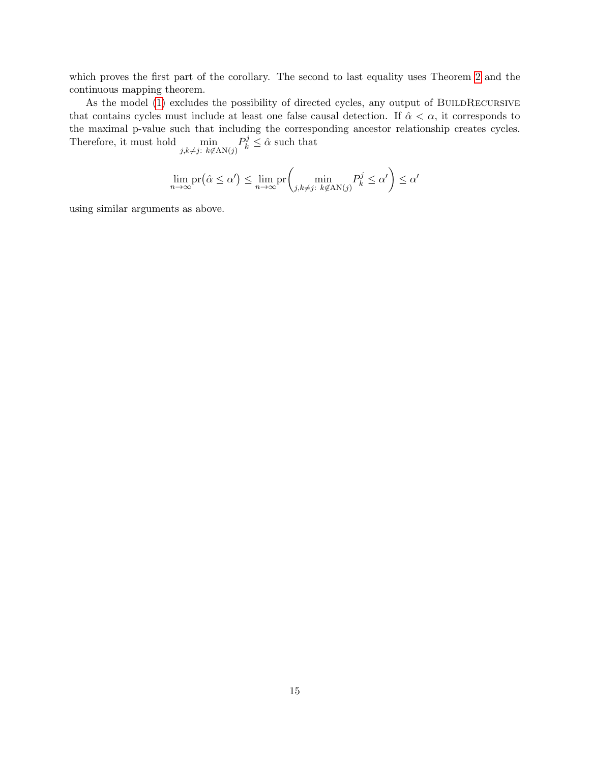which proves the first part of the corollary. The second to last equality uses Theorem 2 and the continuous mapping theorem.

As the model (1) excludes the possibility of directed cycles, any output of BuildRecursive that contains cycles must include at least one false causal detection. If $\hat{\alpha} < \alpha$, it corresponds to the maximal p-value such that including the corresponding ancestor relationship creates cycles. Therefore, it must hold $\min_{j,k \neq j:\ k \notin \mathrm{AN}(j)} P_k^j \leq \hat{\alpha}$ such that

$$\lim_{n \to \infty} \mathrm{pr}\big(\hat{\alpha} \leq \alpha'\big) \leq \lim_{n \to \infty} \mathrm{pr}\left( \min_{j,k \neq j:\ k \notin \mathrm{AN}(j)} P_k^j \leq \alpha' \right) \leq \alpha'$$

using similar arguments as above.